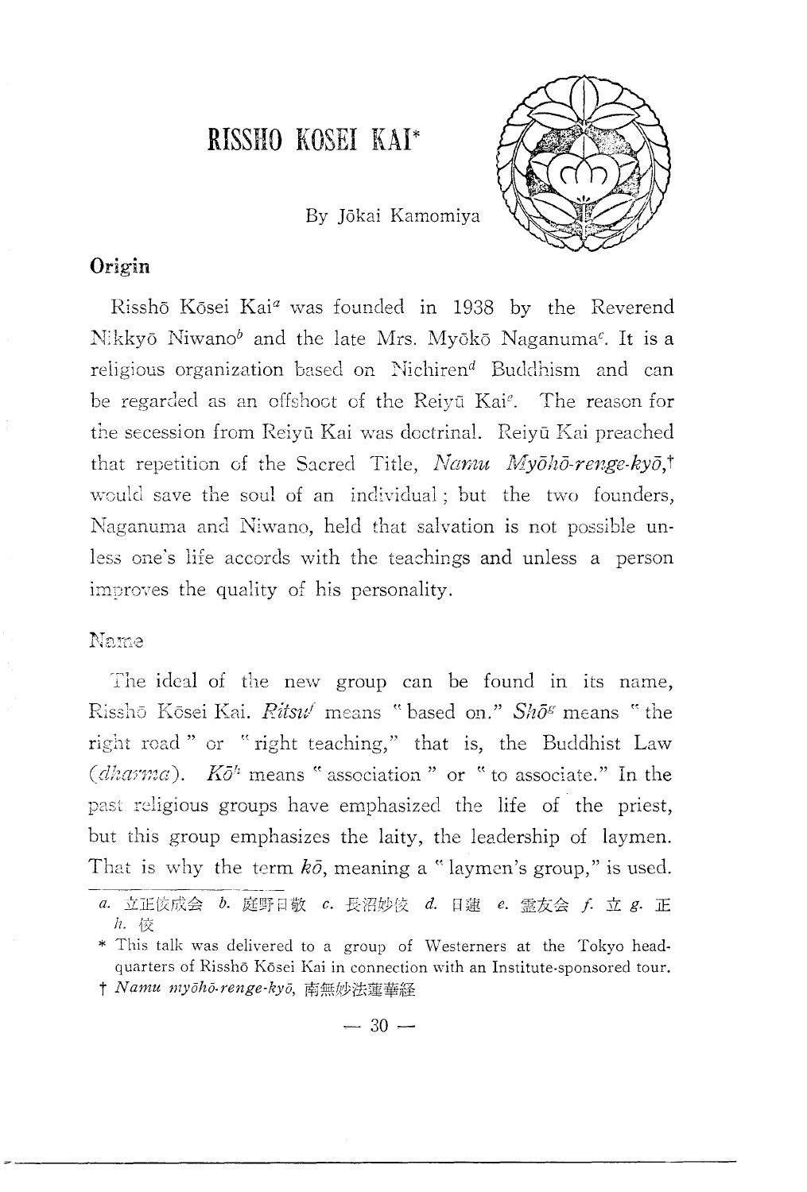# RISSHO KOSEI KAI*

By Jōkai Kamomiya

## Origin

Risshō Kōsei Kai[a] was founded in 1938 by the Reverend Nikkyō Niwano[b] and the late Mrs. Myōkō Naganuma[c]. It is a religious organization based on Nichiren[d] Buddhism and can be regarded as an offshoot of the Reiyū Kai[e]. The reason for the secession from Reiyū Kai was doctrinal. Reiyū Kai preached that repetition of the Sacred Title, *Namu Myōhō-renge-kyō*,† would save the soul of an individual; but the two founders, Naganuma and Niwano, held that salvation is not possible unless one's life accords with the teachings and unless a person improves the quality of his personality.

## Name

The ideal of the new group can be found in its name, Risshō Kōsei Kai. *Ritsu*[f] means "based on." *Shō*[g] means "the right road" or "right teaching," that is, the Buddhist Law (*dharma*). *Kō*[h] means "association" or "to associate." In the past religious groups have emphasized the life of the priest, but this group emphasizes the laity, the leadership of laymen. That is why the term *kō*, meaning a "laymen's group," is used.

---

*a.* 立正佼成会 *b.* 庭野日敬 *c.* 長沼妙佼 *d.* 日蓮 *e.* 霊友会 *f.* 立 *g.* 正 *h.* 佼

\* This talk was delivered to a group of Westerners at the Tokyo headquarters of Risshō Kōsei Kai in connection with an Institute-sponsored tour.

† *Namu myōhō-renge-kyō*, 南無妙法蓮華経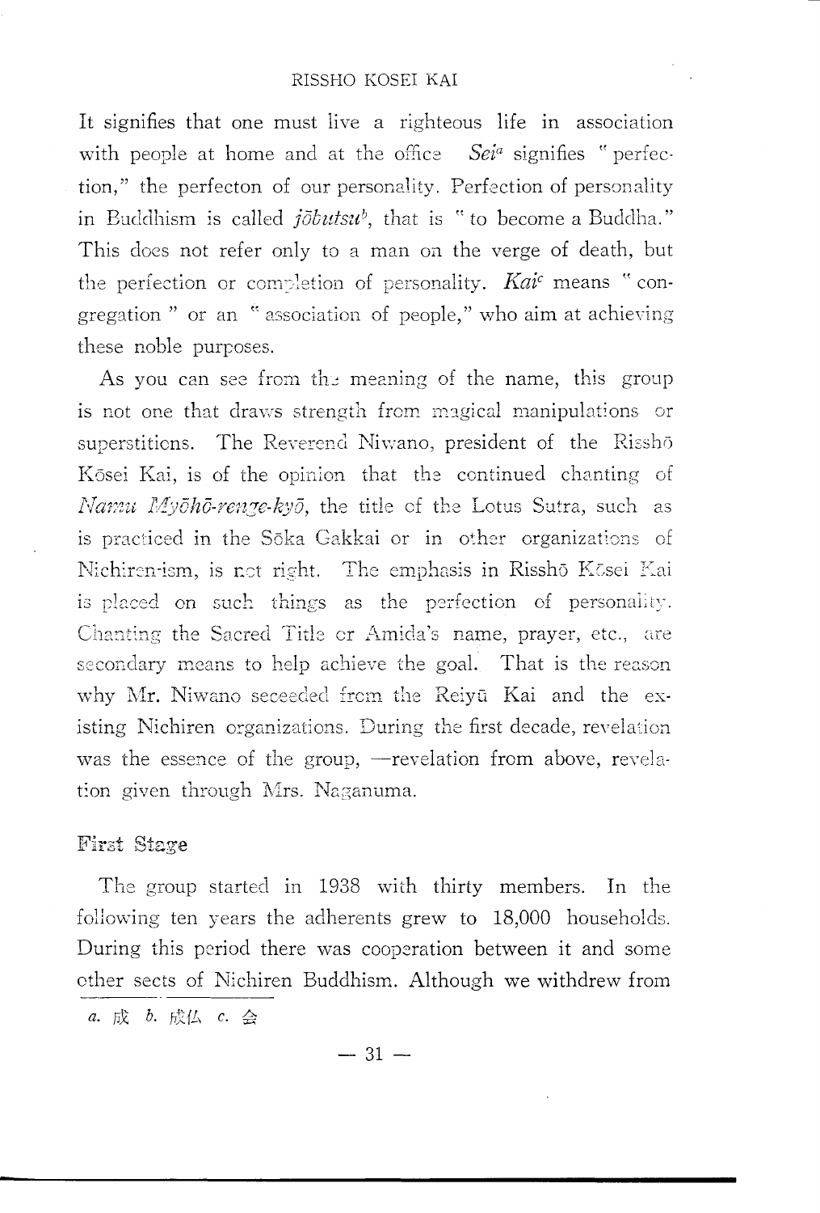It signifies that one must live a righteous life in association with people at home and at the office *Sei*[a] signifies "perfection," the perfecton of our personality. Perfection of personality in Buddhism is called *jōbutsu*[b], that is "to become a Buddha." This does not refer only to a man on the verge of death, but the perfection or completion of personality. *Kai*[c] means "congregation" or an "association of people," who aim at achieving these noble purposes.

As you can see from the meaning of the name, this group is not one that draws strength from magical manipulations or superstitions. The Reverend Niwano, president of the Risshō Kōsei Kai, is of the opinion that the continued chanting of *Namu Myōhō-renge-kyō*, the title of the Lotus Sutra, such as is practiced in the Sōka Gakkai or in other organizations of Nichiren-ism, is not right. The emphasis in Risshō Kōsei Kai is placed on such things as the perfection of personality. Chanting the Sacred Title or Amida's name, prayer, etc., are secondary means to help achieve the goal. That is the reason why Mr. Niwano seceeded from the Reiyū Kai and the existing Nichiren organizations. During the first decade, revelation was the essence of the group, —revelation from above, revelation given through Mrs. Naganuma.

### First Stage

The group started in 1938 with thirty members. In the following ten years the adherents grew to 18,000 households. During this period there was cooperation between it and some other sects of Nichiren Buddhism. Although we withdrew from

---

a. 成 b. 成仏 c. 会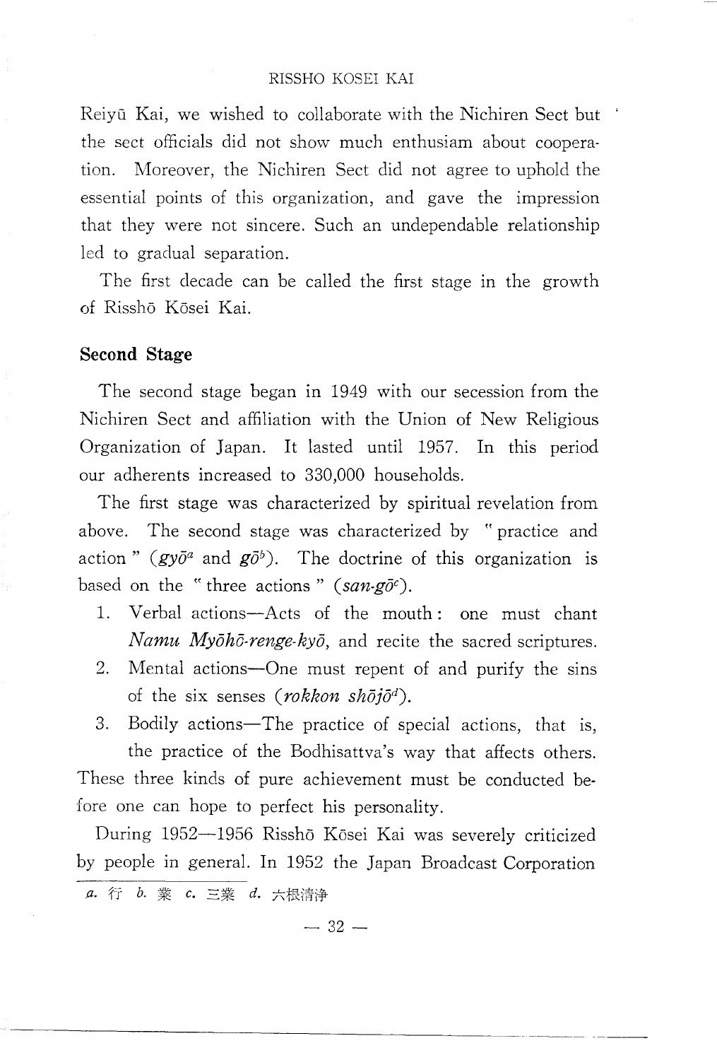Reiyū Kai, we wished to collaborate with the Nichiren Sect but the sect officials did not show much enthusiam about cooperation. Moreover, the Nichiren Sect did not agree to uphold the essential points of this organization, and gave the impression that they were not sincere. Such an undependable relationship led to gradual separation.

The first decade can be called the first stage in the growth of Risshō Kōsei Kai.

## Second Stage

The second stage began in 1949 with our secession from the Nichiren Sect and affiliation with the Union of New Religious Organization of Japan. It lasted until 1957. In this period our adherents increased to 330,000 households.

The first stage was characterized by spiritual revelation from above. The second stage was characterized by "practice and action" (*gyō*[a] and *gō*[b]). The doctrine of this organization is based on the "three actions" (*san-gō*[c]).

1. Verbal actions—Acts of the mouth: one must chant *Namu Myōhō-renge-kyō*, and recite the sacred scriptures.
2. Mental actions—One must repent of and purify the sins of the six senses (*rokkon shōjō*[d]).
3. Bodily actions—The practice of special actions, that is, the practice of the Bodhisattva's way that affects others.

These three kinds of pure achievement must be conducted before one can hope to perfect his personality.

During 1952—1956 Risshō Kōsei Kai was severely criticized by people in general. In 1952 the Japan Broadcast Corporation

---

a. 行 b. 業 c. 三業 d. 六根清浄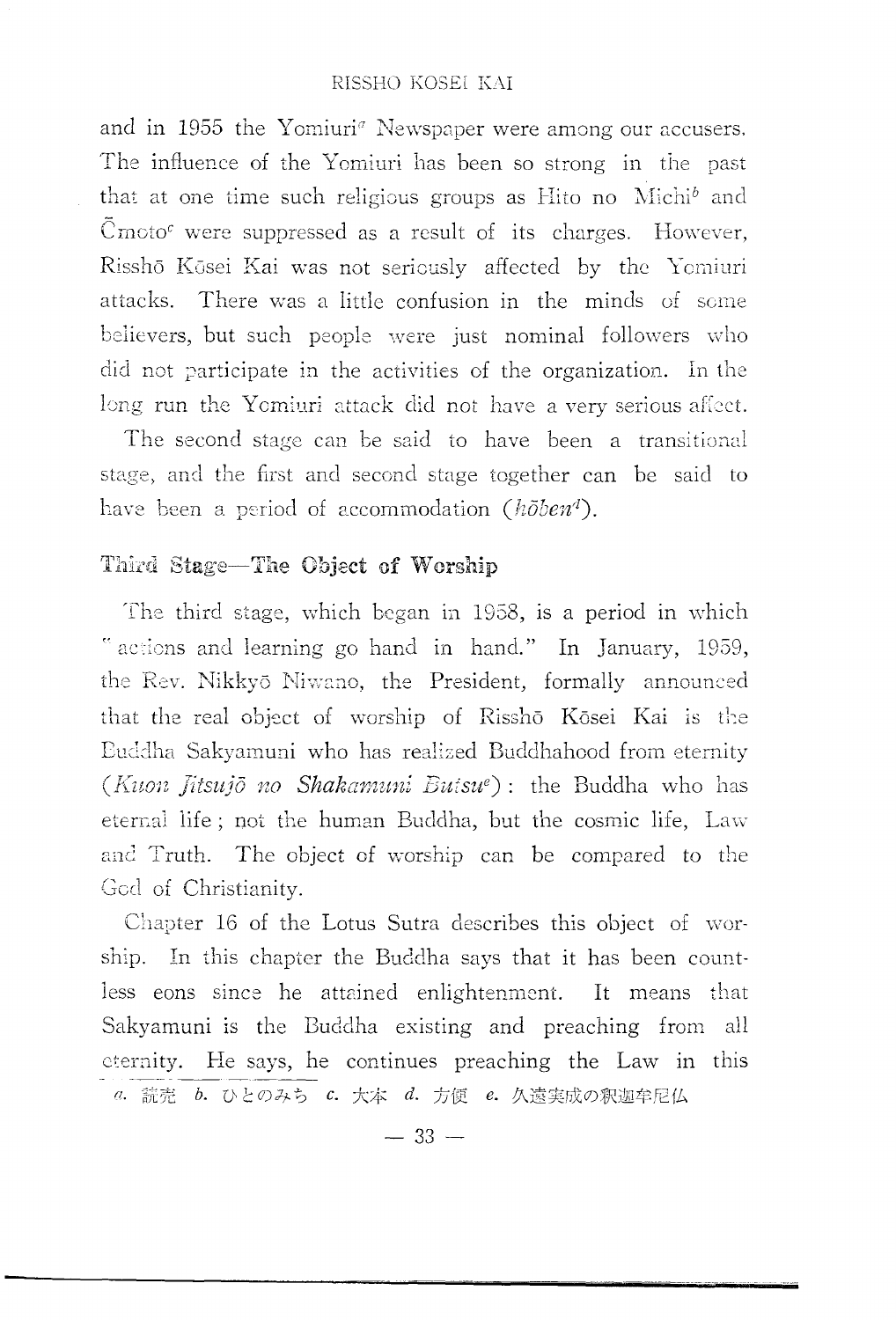and in 1955 the Yomiuri[a] Newspaper were among our accusers. The influence of the Yomiuri has been so strong in the past that at one time such religious groups as Hito no Michi[b] and Ōmoto[c] were suppressed as a result of its charges. However, Risshō Kōsei Kai was not seriously affected by the Yomiuri attacks. There was a little confusion in the minds of some believers, but such people were just nominal followers who did not participate in the activities of the organization. In the long run the Yomiuri attack did not have a very serious affect.

The second stage can be said to have been a transitional stage, and the first and second stage together can be said to have been a period of accommodation (*hōben*[d]).

## Third Stage—The Object of Worship

The third stage, which began in 1958, is a period in which "actions and learning go hand in hand." In January, 1959, the Rev. Nikkyō Niwano, the President, formally announced that the real object of worship of Risshō Kōsei Kai is the Buddha Sakyamuni who has realized Buddhahood from eternity (*Kuon Jitsujō no Shakamuni Butsu*[e]): the Buddha who has eternal life; not the human Buddha, but the cosmic life, Law and Truth. The object of worship can be compared to the God of Christianity.

Chapter 16 of the Lotus Sutra describes this object of worship. In this chapter the Buddha says that it has been countless eons since he attained enlightenment. It means that Sakyamuni is the Buddha existing and preaching from all eternity. He says, he continues preaching the Law in this

---

a. 読売 b. ひとのみち c. 大本 d. 方便 e. 久遠実成の釈迦牟尼仏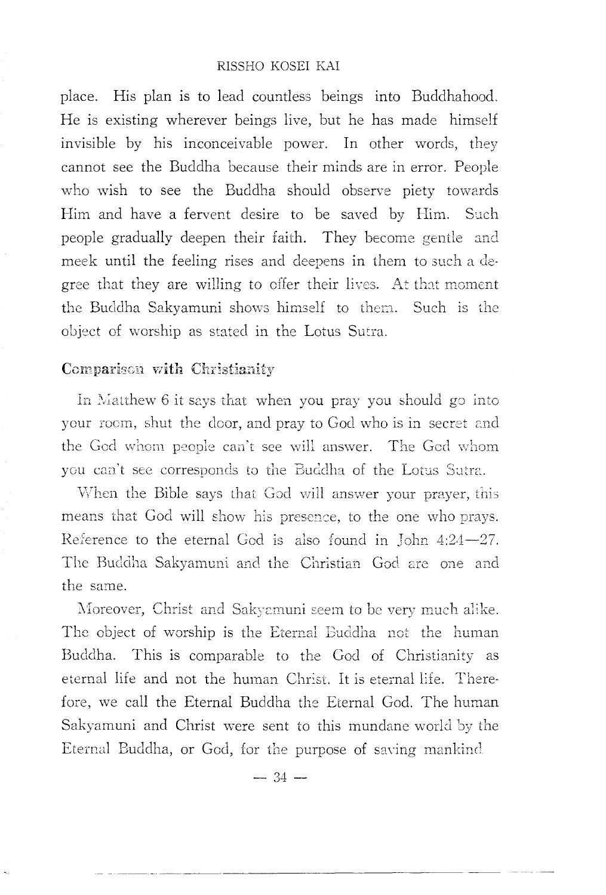place. His plan is to lead countless beings into Buddhahood. He is existing wherever beings live, but he has made himself invisible by his inconceivable power. In other words, they cannot see the Buddha because their minds are in error. People who wish to see the Buddha should observe piety towards Him and have a fervent desire to be saved by Him. Such people gradually deepen their faith. They become gentle and meek until the feeling rises and deepens in them to such a degree that they are willing to offer their lives. At that moment the Buddha Sakyamuni shows himself to them. Such is the object of worship as stated in the Lotus Sutra.

## Comparison with Christianity

In Matthew 6 it says that when you pray you should go into your room, shut the door, and pray to God who is in secret and the God whom people can't see will answer. The God whom you can't see corresponds to the Buddha of the Lotus Sutra.

When the Bible says that God will answer your prayer, this means that God will show his presence, to the one who prays. Reference to the eternal God is also found in John 4:24—27. The Buddha Sakyamuni and the Christian God are one and the same.

Moreover, Christ and Sakyamuni seem to be very much alike. The object of worship is the Eternal Buddha not the human Buddha. This is comparable to the God of Christianity as eternal life and not the human Christ. It is eternal life. Therefore, we call the Eternal Buddha the Eternal God. The human Sakyamuni and Christ were sent to this mundane world by the Eternal Buddha, or God, for the purpose of saving mankind.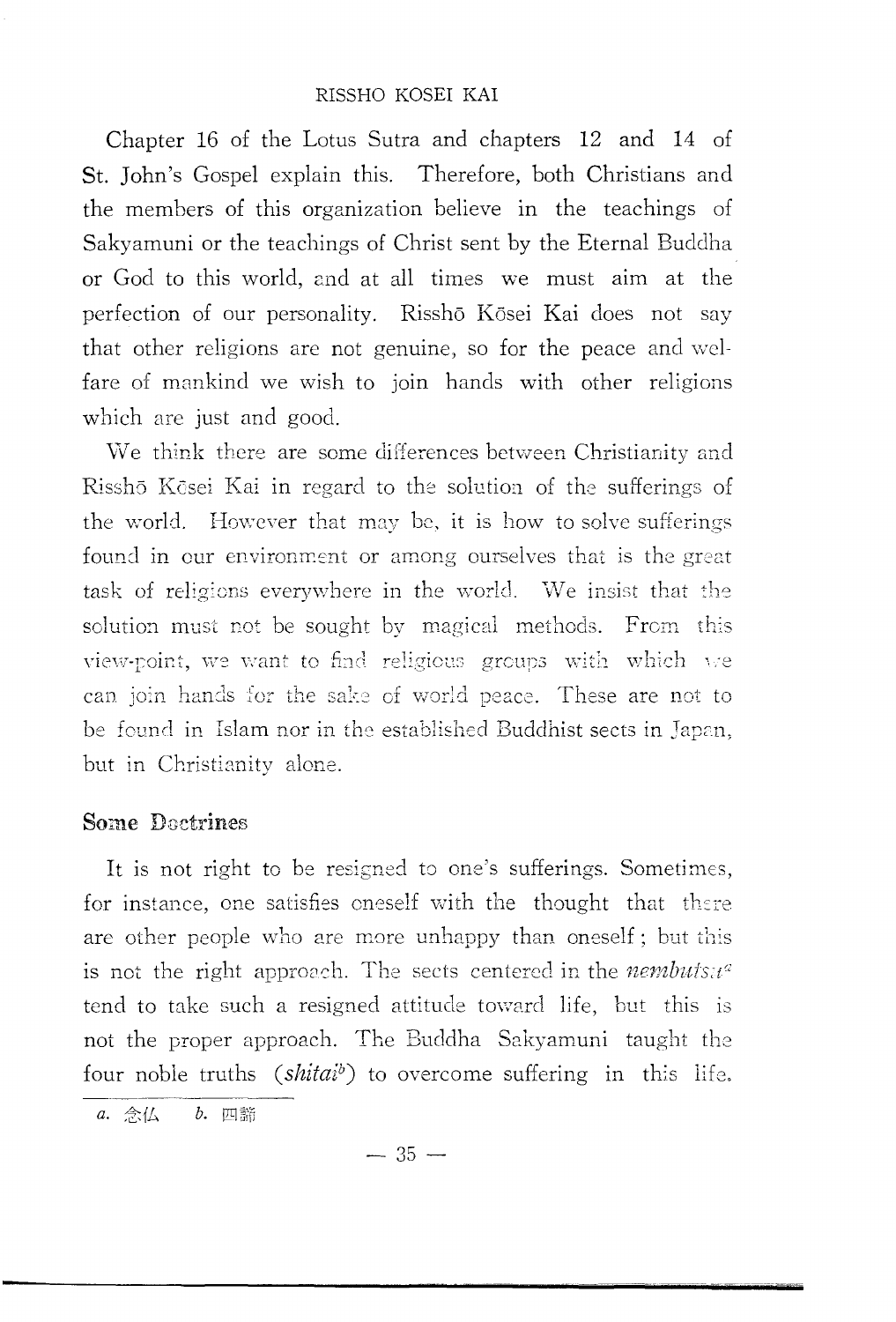Chapter 16 of the Lotus Sutra and chapters 12 and 14 of St. John's Gospel explain this. Therefore, both Christians and the members of this organization believe in the teachings of Sakyamuni or the teachings of Christ sent by the Eternal Buddha or God to this world, and at all times we must aim at the perfection of our personality. Risshō Kōsei Kai does not say that other religions are not genuine, so for the peace and welfare of mankind we wish to join hands with other religions which are just and good.

We think there are some differences between Christianity and Risshō Kōsei Kai in regard to the solution of the sufferings of the world. However that may be, it is how to solve sufferings found in our environment or among ourselves that is the great task of religions everywhere in the world. We insist that the solution must not be sought by magical methods. From this view-point, we want to find religious groups with which we can join hands for the sake of world peace. These are not to be found in Islam nor in the established Buddhist sects in Japan, but in Christianity alone.

## Some Doctrines

It is not right to be resigned to one's sufferings. Sometimes, for instance, one satisfies oneself with the thought that there are other people who are more unhappy than oneself; but this is not the right approach. The sects centered in the *nembutsu*[a] tend to take such a resigned attitude toward life, but this is not the proper approach. The Buddha Sakyamuni taught the four noble truths (*shitai*[b]) to overcome suffering in this life.

---

*a.* 念仏　*b.* 四諦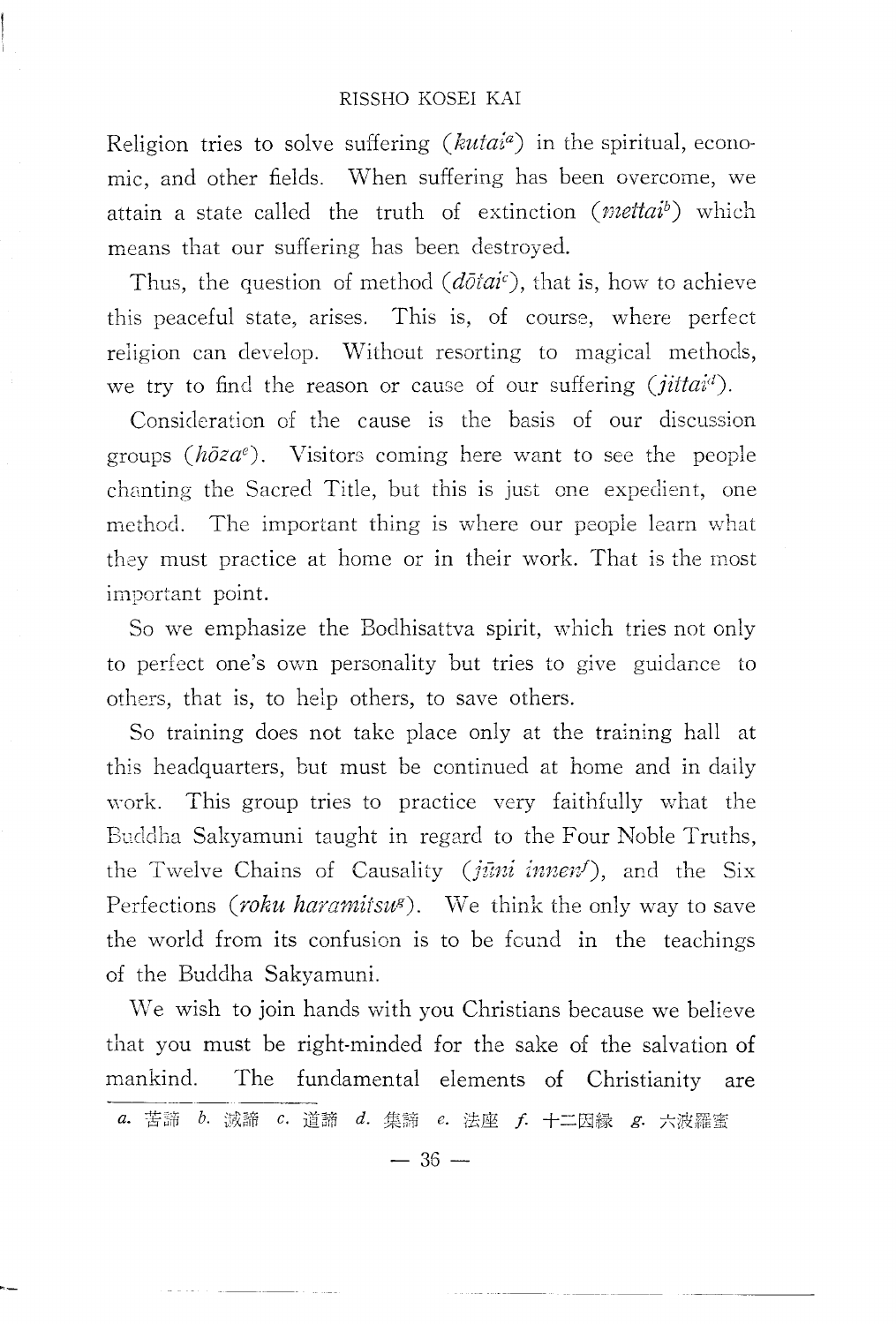Religion tries to solve suffering (*kutai*[a]) in the spiritual, economic, and other fields. When suffering has been overcome, we attain a state called the truth of extinction (*mettai*[b]) which means that our suffering has been destroyed.

Thus, the question of method (*dōtai*[c]), that is, how to achieve this peaceful state, arises. This is, of course, where perfect religion can develop. Without resorting to magical methods, we try to find the reason or cause of our suffering (*jittai*[d]).

Consideration of the cause is the basis of our discussion groups (*hōza*[e]). Visitors coming here want to see the people chanting the Sacred Title, but this is just one expedient, one method. The important thing is where our people learn what they must practice at home or in their work. That is the most important point.

So we emphasize the Bodhisattva spirit, which tries not only to perfect one's own personality but tries to give guidance to others, that is, to help others, to save others.

So training does not take place only at the training hall at this headquarters, but must be continued at home and in daily work. This group tries to practice very faithfully what the Buddha Sakyamuni taught in regard to the Four Noble Truths, the Twelve Chains of Causality (*jūni innen*[f]), and the Six Perfections (*roku haramitsu*[g]). We think the only way to save the world from its confusion is to be found in the teachings of the Buddha Sakyamuni.

We wish to join hands with you Christians because we believe that you must be right-minded for the sake of the salvation of mankind. The fundamental elements of Christianity are

---

*a.* 苦諦 *b.* 滅諦 *c.* 道諦 *d.* 集諦 *e.* 法座 *f.* 十二因縁 *g.* 六波羅蜜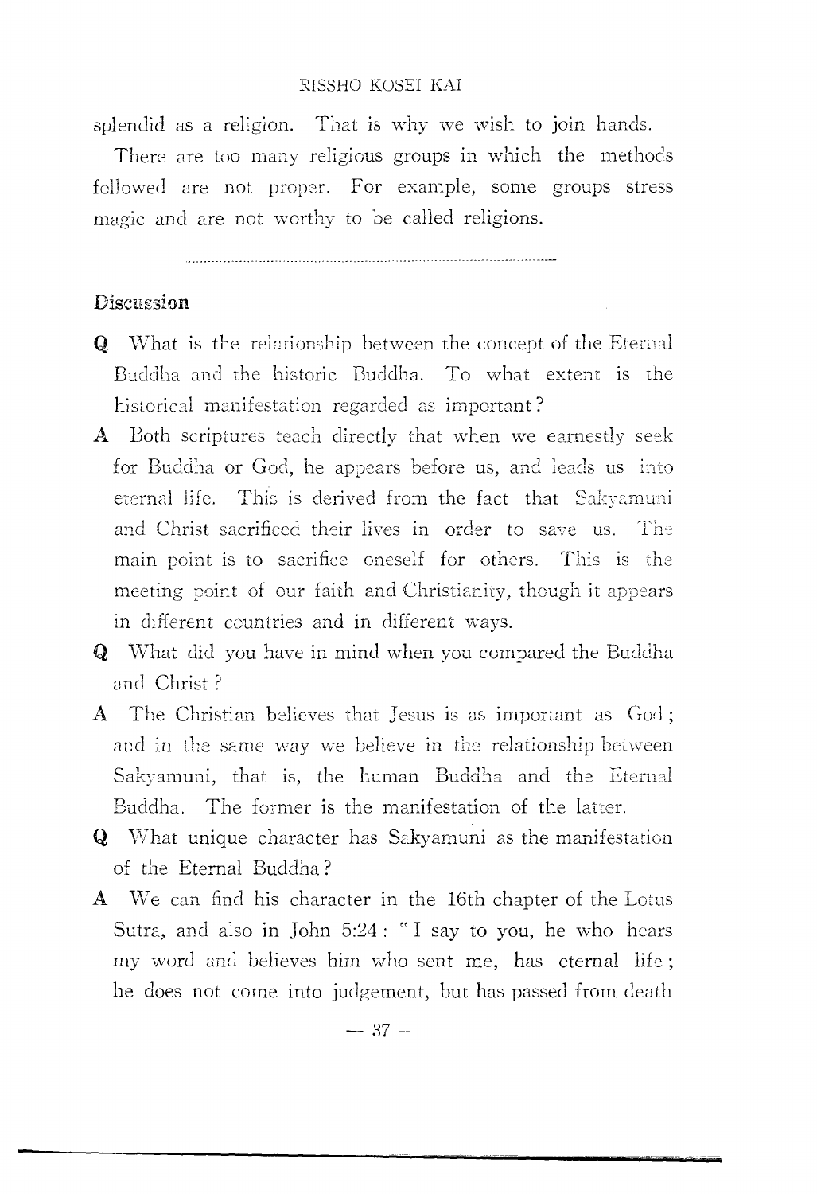splendid as a religion. That is why we wish to join hands.

There are too many religious groups in which the methods followed are not proper. For example, some groups stress magic and are not worthy to be called religions.

---

### Discussion

**Q** What is the relationship between the concept of the Eternal Buddha and the historic Buddha. To what extent is the historical manifestation regarded as important?

**A** Both scriptures teach directly that when we earnestly seek for Buddha or God, he appears before us, and leads us into eternal life. This is derived from the fact that Sakyamuni and Christ sacrificed their lives in order to save us. The main point is to sacrifice oneself for others. This is the meeting point of our faith and Christianity, though it appears in different countries and in different ways.

**Q** What did you have in mind when you compared the Buddha and Christ?

**A** The Christian believes that Jesus is as important as God; and in the same way we believe in the relationship between Sakyamuni, that is, the human Buddha and the Eternal Buddha. The former is the manifestation of the latter.

**Q** What unique character has Sakyamuni as the manifestation of the Eternal Buddha?

**A** We can find his character in the 16th chapter of the Lotus Sutra, and also in John 5:24: "I say to you, he who hears my word and believes him who sent me, has eternal life; he does not come into judgement, but has passed from death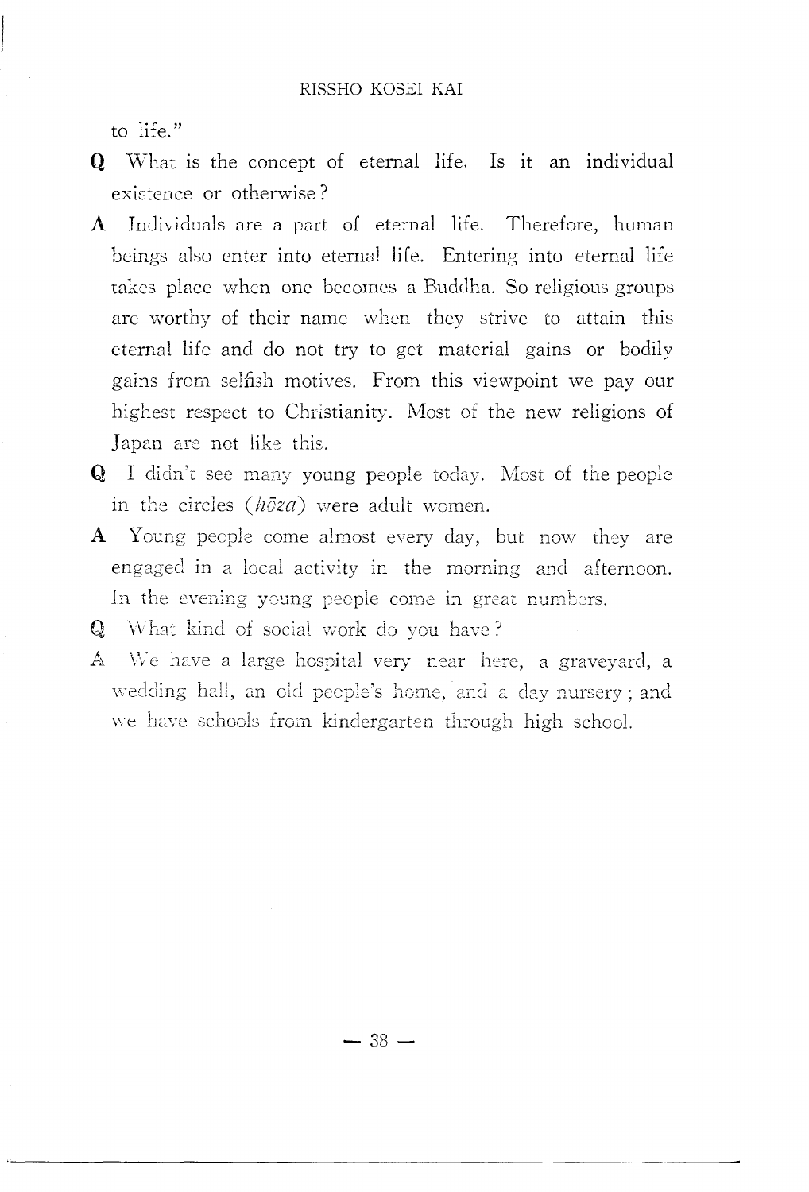to life."

**Q** What is the concept of eternal life. Is it an individual existence or otherwise?

**A** Individuals are a part of eternal life. Therefore, human beings also enter into eternal life. Entering into eternal life takes place when one becomes a Buddha. So religious groups are worthy of their name when they strive to attain this eternal life and do not try to get material gains or bodily gains from selfish motives. From this viewpoint we pay our highest respect to Christianity. Most of the new religions of Japan are not like this.

**Q** I didn't see many young people today. Most of the people in the circles (*hōza*) were adult women.

**A** Young people come almost every day, but now they are engaged in a local activity in the morning and afternoon. In the evening young people come in great numbers.

**Q** What kind of social work do you have?

**A** We have a large hospital very near here, a graveyard, a wedding hall, an old people's home, and a day nursery; and we have schools from kindergarten through high school.